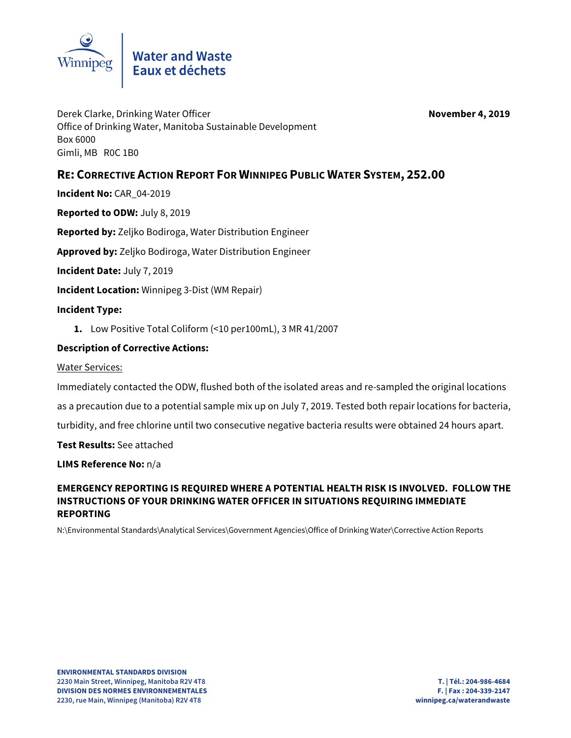Water and Waste
Eaux et déchets

Derek Clarke, Drinking Water Officer
Office of Drinking Water, Manitoba Sustainable Development
Box 6000
Gimli, MB R0C 1B0

**November 4, 2019**

## RE: CORRECTIVE ACTION REPORT FOR WINNIPEG PUBLIC WATER SYSTEM, 252.00

**Incident No:** CAR_04-2019

**Reported to ODW:** July 8, 2019

**Reported by:** Zeljko Bodiroga, Water Distribution Engineer

**Approved by:** Zeljko Bodiroga, Water Distribution Engineer

**Incident Date:** July 7, 2019

**Incident Location:** Winnipeg 3-Dist (WM Repair)

**Incident Type:**

1. Low Positive Total Coliform (<10 per100mL), 3 MR 41/2007

**Description of Corrective Actions:**

Water Services:

Immediately contacted the ODW, flushed both of the isolated areas and re-sampled the original locations as a precaution due to a potential sample mix up on July 7, 2019. Tested both repair locations for bacteria, turbidity, and free chlorine until two consecutive negative bacteria results were obtained 24 hours apart.

**Test Results:** See attached

**LIMS Reference No:** n/a

**EMERGENCY REPORTING IS REQUIRED WHERE A POTENTIAL HEALTH RISK IS INVOLVED. FOLLOW THE INSTRUCTIONS OF YOUR DRINKING WATER OFFICER IN SITUATIONS REQUIRING IMMEDIATE REPORTING**

N:\Environmental Standards\Analytical Services\Government Agencies\Office of Drinking Water\Corrective Action Reports

**ENVIRONMENTAL STANDARDS DIVISION**
**2230 Main Street, Winnipeg, Manitoba R2V 4T8**
**DIVISION DES NORMES ENVIRONNEMENTALES**
**2230, rue Main, Winnipeg (Manitoba) R2V 4T8**

**T. | Tél.: 204-986-4684**
**F. | Fax : 204-339-2147**
**winnipeg.ca/waterandwaste**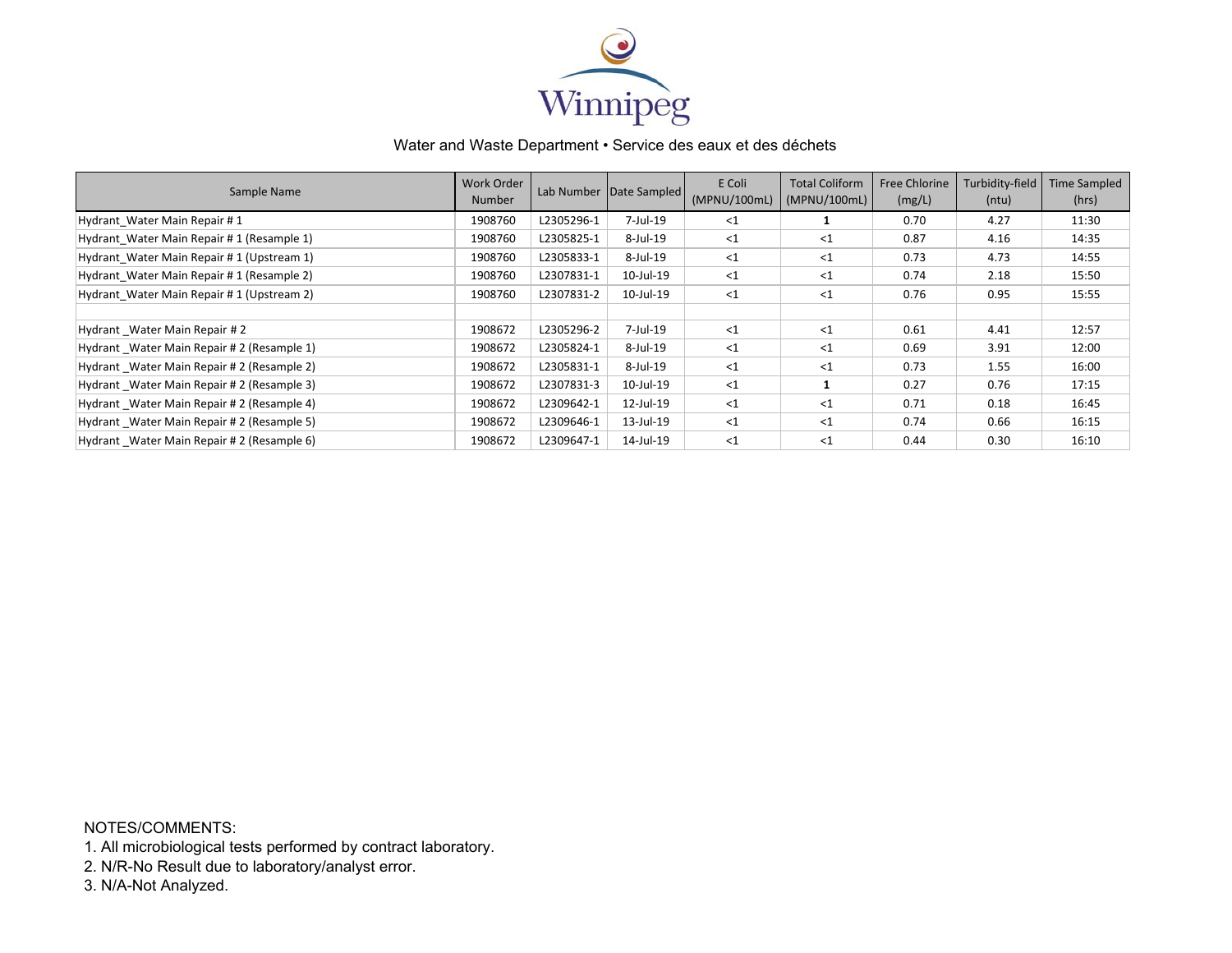Winnipeg

Water and Waste Department • Service des eaux et des déchets

| Sample Name | Work Order Number | Lab Number | Date Sampled | E Coli (MPNU/100mL) | Total Coliform (MPNU/100mL) | Free Chlorine (mg/L) | Turbidity-field (ntu) | Time Sampled (hrs) |
|---|---|---|---|---|---|---|---|---|
| Hydrant_Water Main Repair # 1 | 1908760 | L2305296-1 | 7-Jul-19 | <1 | **1** | 0.70 | 4.27 | 11:30 |
| Hydrant_Water Main Repair # 1 (Resample 1) | 1908760 | L2305825-1 | 8-Jul-19 | <1 | <1 | 0.87 | 4.16 | 14:35 |
| Hydrant_Water Main Repair # 1 (Upstream 1) | 1908760 | L2305833-1 | 8-Jul-19 | <1 | <1 | 0.73 | 4.73 | 14:55 |
| Hydrant_Water Main Repair # 1 (Resample 2) | 1908760 | L2307831-1 | 10-Jul-19 | <1 | <1 | 0.74 | 2.18 | 15:50 |
| Hydrant_Water Main Repair # 1 (Upstream 2) | 1908760 | L2307831-2 | 10-Jul-19 | <1 | <1 | 0.76 | 0.95 | 15:55 |
| | | | | | | | | |
| Hydrant _Water Main Repair # 2 | 1908672 | L2305296-2 | 7-Jul-19 | <1 | <1 | 0.61 | 4.41 | 12:57 |
| Hydrant _Water Main Repair # 2 (Resample 1) | 1908672 | L2305824-1 | 8-Jul-19 | <1 | <1 | 0.69 | 3.91 | 12:00 |
| Hydrant _Water Main Repair # 2 (Resample 2) | 1908672 | L2305831-1 | 8-Jul-19 | <1 | <1 | 0.73 | 1.55 | 16:00 |
| Hydrant _Water Main Repair # 2 (Resample 3) | 1908672 | L2307831-3 | 10-Jul-19 | <1 | **1** | 0.27 | 0.76 | 17:15 |
| Hydrant _Water Main Repair # 2 (Resample 4) | 1908672 | L2309642-1 | 12-Jul-19 | <1 | <1 | 0.71 | 0.18 | 16:45 |
| Hydrant _Water Main Repair # 2 (Resample 5) | 1908672 | L2309646-1 | 13-Jul-19 | <1 | <1 | 0.74 | 0.66 | 16:15 |
| Hydrant _Water Main Repair # 2 (Resample 6) | 1908672 | L2309647-1 | 14-Jul-19 | <1 | <1 | 0.44 | 0.30 | 16:10 |

NOTES/COMMENTS:

1. All microbiological tests performed by contract laboratory.
2. N/R-No Result due to laboratory/analyst error.
3. N/A-Not Analyzed.